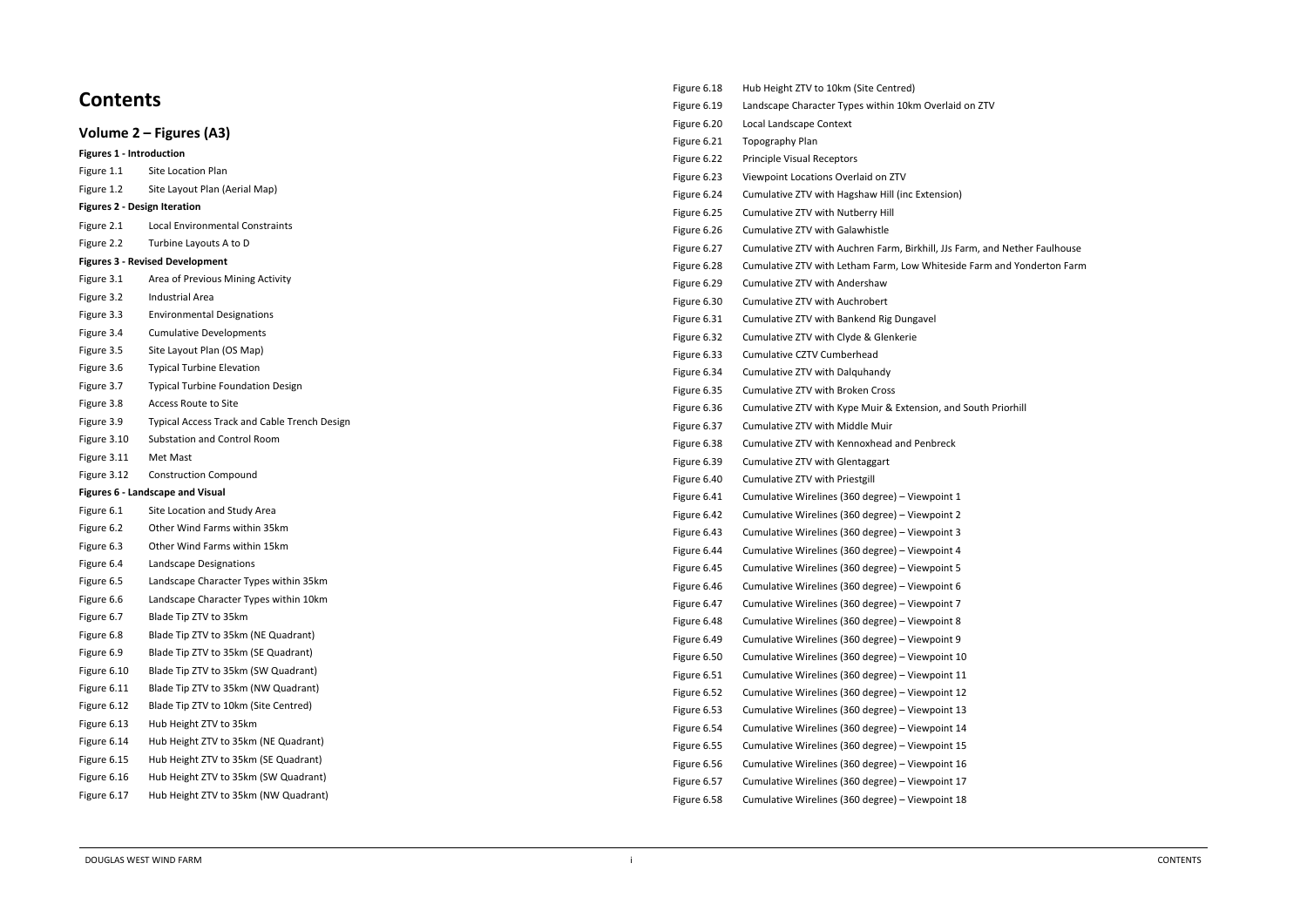# Contents

## Volume 2 – Figures (A3)

**Figures 1 - Introduction**

| | |
|---|---|
| Figure 1.1 | Site Location Plan |
| Figure 1.2 | Site Layout Plan (Aerial Map) |

**Figures 2 - Design Iteration**

| | |
|---|---|
| Figure 2.1 | Local Environmental Constraints |
| Figure 2.2 | Turbine Layouts A to D |

**Figures 3 - Revised Development**

| | |
|---|---|
| Figure 3.1 | Area of Previous Mining Activity |
| Figure 3.2 | Industrial Area |
| Figure 3.3 | Environmental Designations |
| Figure 3.4 | Cumulative Developments |
| Figure 3.5 | Site Layout Plan (OS Map) |
| Figure 3.6 | Typical Turbine Elevation |
| Figure 3.7 | Typical Turbine Foundation Design |
| Figure 3.8 | Access Route to Site |
| Figure 3.9 | Typical Access Track and Cable Trench Design |
| Figure 3.10 | Substation and Control Room |
| Figure 3.11 | Met Mast |
| Figure 3.12 | Construction Compound |

**Figures 6 - Landscape and Visual**

| | |
|---|---|
| Figure 6.1 | Site Location and Study Area |
| Figure 6.2 | Other Wind Farms within 35km |
| Figure 6.3 | Other Wind Farms within 15km |
| Figure 6.4 | Landscape Designations |
| Figure 6.5 | Landscape Character Types within 35km |
| Figure 6.6 | Landscape Character Types within 10km |
| Figure 6.7 | Blade Tip ZTV to 35km |
| Figure 6.8 | Blade Tip ZTV to 35km (NE Quadrant) |
| Figure 6.9 | Blade Tip ZTV to 35km (SE Quadrant) |
| Figure 6.10 | Blade Tip ZTV to 35km (SW Quadrant) |
| Figure 6.11 | Blade Tip ZTV to 35km (NW Quadrant) |
| Figure 6.12 | Blade Tip ZTV to 10km (Site Centred) |
| Figure 6.13 | Hub Height ZTV to 35km |
| Figure 6.14 | Hub Height ZTV to 35km (NE Quadrant) |
| Figure 6.15 | Hub Height ZTV to 35km (SE Quadrant) |
| Figure 6.16 | Hub Height ZTV to 35km (SW Quadrant) |
| Figure 6.17 | Hub Height ZTV to 35km (NW Quadrant) |
| Figure 6.18 | Hub Height ZTV to 10km (Site Centred) |
| Figure 6.19 | Landscape Character Types within 10km Overlaid on ZTV |
| Figure 6.20 | Local Landscape Context |
| Figure 6.21 | Topography Plan |
| Figure 6.22 | Principle Visual Receptors |
| Figure 6.23 | Viewpoint Locations Overlaid on ZTV |
| Figure 6.24 | Cumulative ZTV with Hagshaw Hill (inc Extension) |
| Figure 6.25 | Cumulative ZTV with Nutberry Hill |
| Figure 6.26 | Cumulative ZTV with Galawhistle |
| Figure 6.27 | Cumulative ZTV with Auchren Farm, Birkhill, JJs Farm, and Nether Faulhouse |
| Figure 6.28 | Cumulative ZTV with Letham Farm, Low Whiteside Farm and Yonderton Farm |
| Figure 6.29 | Cumulative ZTV with Andershaw |
| Figure 6.30 | Cumulative ZTV with Auchrobert |
| Figure 6.31 | Cumulative ZTV with Bankend Rig Dungavel |
| Figure 6.32 | Cumulative ZTV with Clyde & Glenkerie |
| Figure 6.33 | Cumulative CZTV Cumberhead |
| Figure 6.34 | Cumulative ZTV with Dalquhandy |
| Figure 6.35 | Cumulative ZTV with Broken Cross |
| Figure 6.36 | Cumulative ZTV with Kype Muir & Extension, and South Priorhill |
| Figure 6.37 | Cumulative ZTV with Middle Muir |
| Figure 6.38 | Cumulative ZTV with Kennoxhead and Penbreck |
| Figure 6.39 | Cumulative ZTV with Glentaggart |
| Figure 6.40 | Cumulative ZTV with Priestgill |
| Figure 6.41 | Cumulative Wirelines (360 degree) – Viewpoint 1 |
| Figure 6.42 | Cumulative Wirelines (360 degree) – Viewpoint 2 |
| Figure 6.43 | Cumulative Wirelines (360 degree) – Viewpoint 3 |
| Figure 6.44 | Cumulative Wirelines (360 degree) – Viewpoint 4 |
| Figure 6.45 | Cumulative Wirelines (360 degree) – Viewpoint 5 |
| Figure 6.46 | Cumulative Wirelines (360 degree) – Viewpoint 6 |
| Figure 6.47 | Cumulative Wirelines (360 degree) – Viewpoint 7 |
| Figure 6.48 | Cumulative Wirelines (360 degree) – Viewpoint 8 |
| Figure 6.49 | Cumulative Wirelines (360 degree) – Viewpoint 9 |
| Figure 6.50 | Cumulative Wirelines (360 degree) – Viewpoint 10 |
| Figure 6.51 | Cumulative Wirelines (360 degree) – Viewpoint 11 |
| Figure 6.52 | Cumulative Wirelines (360 degree) – Viewpoint 12 |
| Figure 6.53 | Cumulative Wirelines (360 degree) – Viewpoint 13 |
| Figure 6.54 | Cumulative Wirelines (360 degree) – Viewpoint 14 |
| Figure 6.55 | Cumulative Wirelines (360 degree) – Viewpoint 15 |
| Figure 6.56 | Cumulative Wirelines (360 degree) – Viewpoint 16 |
| Figure 6.57 | Cumulative Wirelines (360 degree) – Viewpoint 17 |
| Figure 6.58 | Cumulative Wirelines (360 degree) – Viewpoint 18 |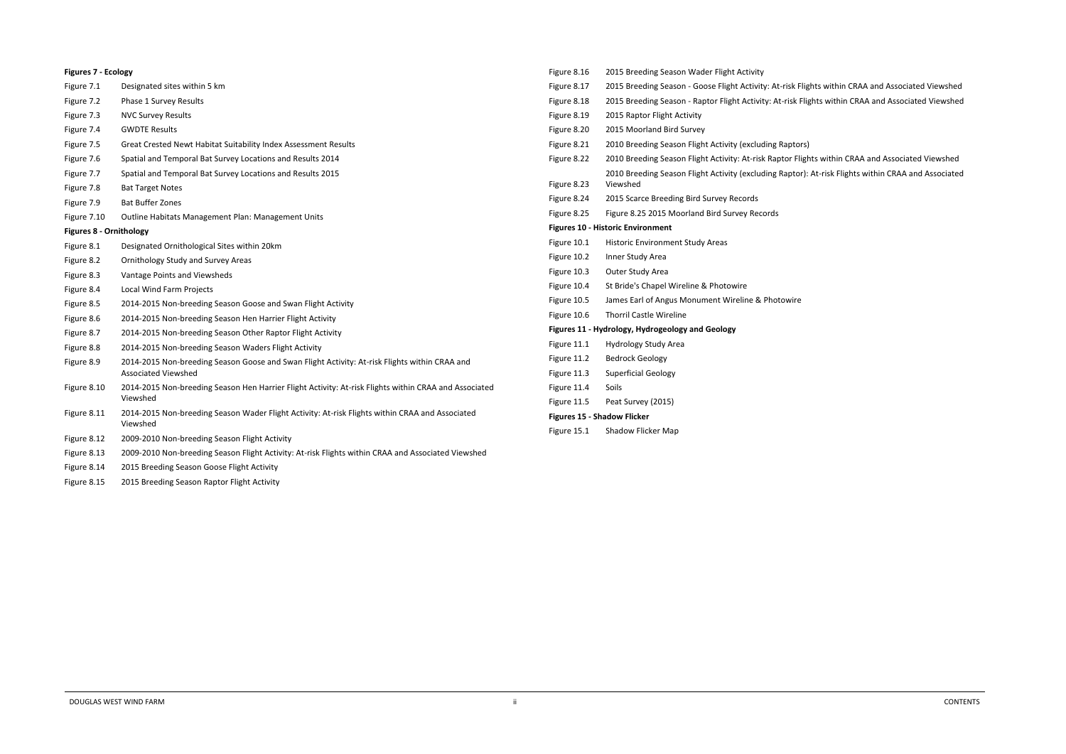**Figures 7 - Ecology**

| | |
|---|---|
| Figure 7.1 | Designated sites within 5 km |
| Figure 7.2 | Phase 1 Survey Results |
| Figure 7.3 | NVC Survey Results |
| Figure 7.4 | GWDTE Results |
| Figure 7.5 | Great Crested Newt Habitat Suitability Index Assessment Results |
| Figure 7.6 | Spatial and Temporal Bat Survey Locations and Results 2014 |
| Figure 7.7 | Spatial and Temporal Bat Survey Locations and Results 2015 |
| Figure 7.8 | Bat Target Notes |
| Figure 7.9 | Bat Buffer Zones |
| Figure 7.10 | Outline Habitats Management Plan: Management Units |

**Figures 8 - Ornithology**

| | |
|---|---|
| Figure 8.1 | Designated Ornithological Sites within 20km |
| Figure 8.2 | Ornithology Study and Survey Areas |
| Figure 8.3 | Vantage Points and Viewsheds |
| Figure 8.4 | Local Wind Farm Projects |
| Figure 8.5 | 2014-2015 Non-breeding Season Goose and Swan Flight Activity |
| Figure 8.6 | 2014-2015 Non-breeding Season Hen Harrier Flight Activity |
| Figure 8.7 | 2014-2015 Non-breeding Season Other Raptor Flight Activity |
| Figure 8.8 | 2014-2015 Non-breeding Season Waders Flight Activity |
| Figure 8.9 | 2014-2015 Non-breeding Season Goose and Swan Flight Activity: At-risk Flights within CRAA and Associated Viewshed |
| Figure 8.10 | 2014-2015 Non-breeding Season Hen Harrier Flight Activity: At-risk Flights within CRAA and Associated Viewshed |
| Figure 8.11 | 2014-2015 Non-breeding Season Wader Flight Activity: At-risk Flights within CRAA and Associated Viewshed |
| Figure 8.12 | 2009-2010 Non-breeding Season Flight Activity |
| Figure 8.13 | 2009-2010 Non-breeding Season Flight Activity: At-risk Flights within CRAA and Associated Viewshed |
| Figure 8.14 | 2015 Breeding Season Goose Flight Activity |
| Figure 8.15 | 2015 Breeding Season Raptor Flight Activity |
| Figure 8.16 | 2015 Breeding Season Wader Flight Activity |
| Figure 8.17 | 2015 Breeding Season - Goose Flight Activity: At-risk Flights within CRAA and Associated Viewshed |
| Figure 8.18 | 2015 Breeding Season - Raptor Flight Activity: At-risk Flights within CRAA and Associated Viewshed |
| Figure 8.19 | 2015 Raptor Flight Activity |
| Figure 8.20 | 2015 Moorland Bird Survey |
| Figure 8.21 | 2010 Breeding Season Flight Activity (excluding Raptors) |
| Figure 8.22 | 2010 Breeding Season Flight Activity: At-risk Raptor Flights within CRAA and Associated Viewshed |
| Figure 8.23 | 2010 Breeding Season Flight Activity (excluding Raptor): At-risk Flights within CRAA and Associated Viewshed |
| Figure 8.24 | 2015 Scarce Breeding Bird Survey Records |
| Figure 8.25 | Figure 8.25 2015 Moorland Bird Survey Records |

**Figures 10 - Historic Environment**

| | |
|---|---|
| Figure 10.1 | Historic Environment Study Areas |
| Figure 10.2 | Inner Study Area |
| Figure 10.3 | Outer Study Area |
| Figure 10.4 | St Bride's Chapel Wireline & Photowire |
| Figure 10.5 | James Earl of Angus Monument Wireline & Photowire |
| Figure 10.6 | Thorril Castle Wireline |

**Figures 11 - Hydrology, Hydrogeology and Geology**

| | |
|---|---|
| Figure 11.1 | Hydrology Study Area |
| Figure 11.2 | Bedrock Geology |
| Figure 11.3 | Superficial Geology |
| Figure 11.4 | Soils |
| Figure 11.5 | Peat Survey (2015) |

**Figures 15 - Shadow Flicker**

| | |
|---|---|
| Figure 15.1 | Shadow Flicker Map |